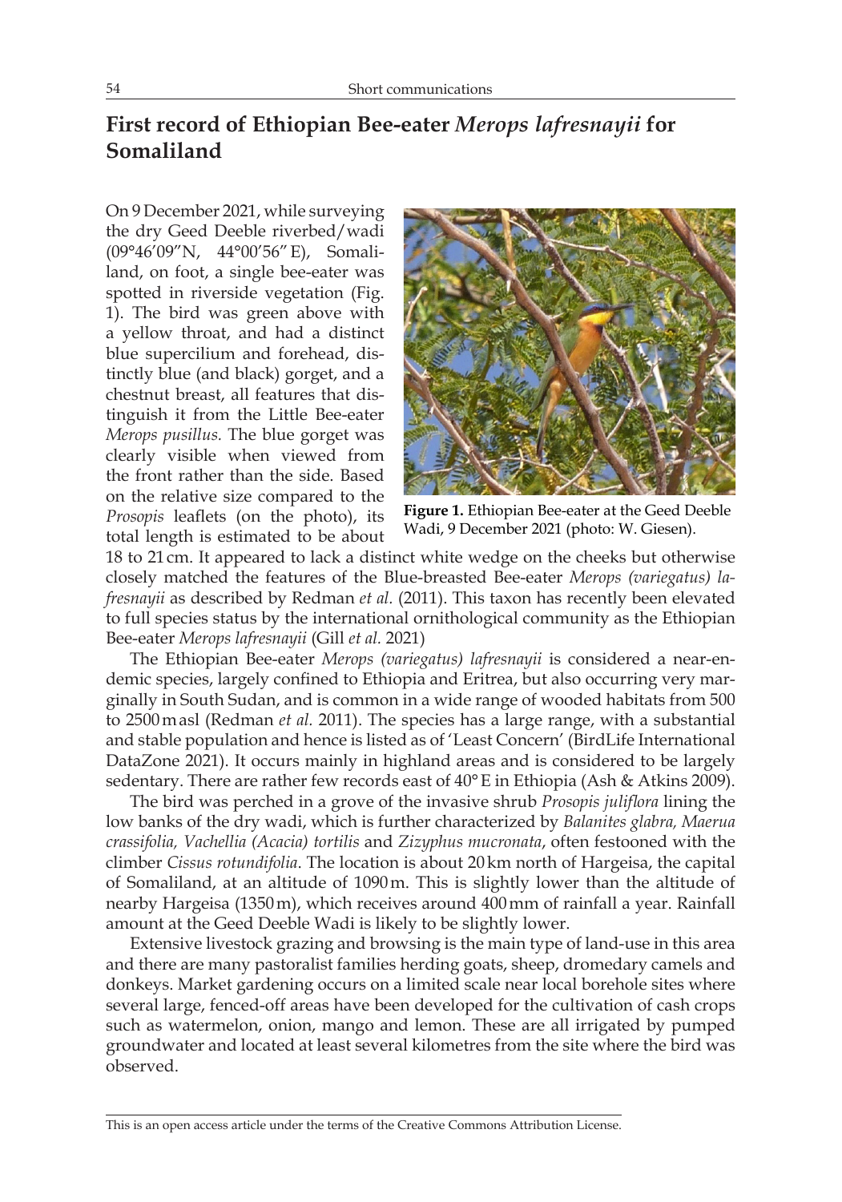# First record of Ethiopian Bee-eater *Merops lafresnayii* for Somaliland

On 9 December 2021, while surveying the dry Geed Deeble riverbed/wadi (09°46′09″N, 44°00′56″E), Somaliland, on foot, a single bee-eater was spotted in riverside vegetation (Fig. 1). The bird was green above with a yellow throat, and had a distinct blue supercilium and forehead, distinctly blue (and black) gorget, and a chestnut breast, all features that distinguish it from the Little Bee-eater *Merops pusillus*. The blue gorget was clearly visible when viewed from the front rather than the side. Based on the relative size compared to the *Prosopis* leaflets (on the photo), its total length is estimated to be about 18 to 21 cm. It appeared to lack a distinct white wedge on the cheeks but otherwise closely matched the features of the Blue-breasted Bee-eater *Merops (variegatus) lafresnayii* as described by Redman *et al.* (2011). This taxon has recently been elevated to full species status by the international ornithological community as the Ethiopian Bee-eater *Merops lafresnayii* (Gill *et al.* 2021)

**Figure 1.** Ethiopian Bee-eater at the Geed Deeble Wadi, 9 December 2021 (photo: W. Giesen).

The Ethiopian Bee-eater *Merops (variegatus) lafresnayii* is considered a near-endemic species, largely confined to Ethiopia and Eritrea, but also occurring very marginally in South Sudan, and is common in a wide range of wooded habitats from 500 to 2500 m asl (Redman *et al.* 2011). The species has a large range, with a substantial and stable population and hence is listed as of 'Least Concern' (BirdLife International DataZone 2021). It occurs mainly in highland areas and is considered to be largely sedentary. There are rather few records east of 40° E in Ethiopia (Ash & Atkins 2009).

The bird was perched in a grove of the invasive shrub *Prosopis juliflora* lining the low banks of the dry wadi, which is further characterized by *Balanites glabra, Maerua crassifolia, Vachellia (Acacia) tortilis* and *Zizyphus mucronata*, often festooned with the climber *Cissus rotundifolia*. The location is about 20 km north of Hargeisa, the capital of Somaliland, at an altitude of 1090 m. This is slightly lower than the altitude of nearby Hargeisa (1350 m), which receives around 400 mm of rainfall a year. Rainfall amount at the Geed Deeble Wadi is likely to be slightly lower.

Extensive livestock grazing and browsing is the main type of land-use in this area and there are many pastoralist families herding goats, sheep, dromedary camels and donkeys. Market gardening occurs on a limited scale near local borehole sites where several large, fenced-off areas have been developed for the cultivation of cash crops such as watermelon, onion, mango and lemon. These are all irrigated by pumped groundwater and located at least several kilometres from the site where the bird was observed.

This is an open access article under the terms of the Creative Commons Attribution License.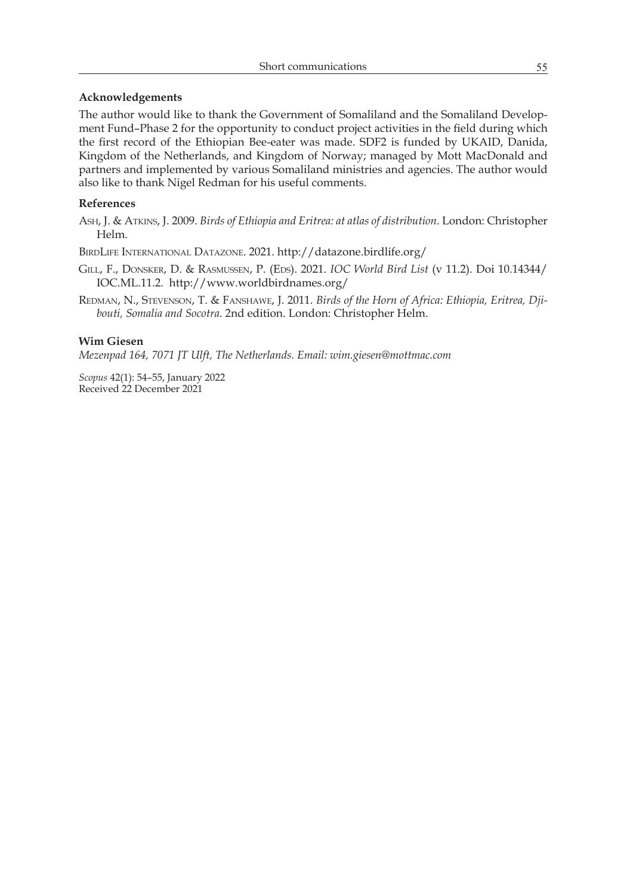## Acknowledgements

The author would like to thank the Government of Somaliland and the Somaliland Development Fund–Phase 2 for the opportunity to conduct project activities in the field during which the first record of the Ethiopian Bee-eater was made. SDF2 is funded by UKAID, Danida, Kingdom of the Netherlands, and Kingdom of Norway; managed by Mott MacDonald and partners and implemented by various Somaliland ministries and agencies. The author would also like to thank Nigel Redman for his useful comments.

## References

Ash, J. & Atkins, J. 2009. *Birds of Ethiopia and Eritrea: at atlas of distribution*. London: Christopher Helm.

BirdLife International Datazone. 2021. http://datazone.birdlife.org/

Gill, F., Donsker, D. & Rasmussen, P. (Eds). 2021. *IOC World Bird List* (v 11.2). Doi 10.14344/IOC.ML.11.2. http://www.worldbirdnames.org/

Redman, N., Stevenson, T. & Fanshawe, J. 2011. *Birds of the Horn of Africa: Ethiopia, Eritrea, Djibouti, Somalia and Socotra*. 2nd edition. London: Christopher Helm.

**Wim Giesen**

*Mezenpad 164, 7071 JT Ulft, The Netherlands. Email: wim.giesen@mottmac.com*

*Scopus* 42(1): 54–55, January 2022
Received 22 December 2021